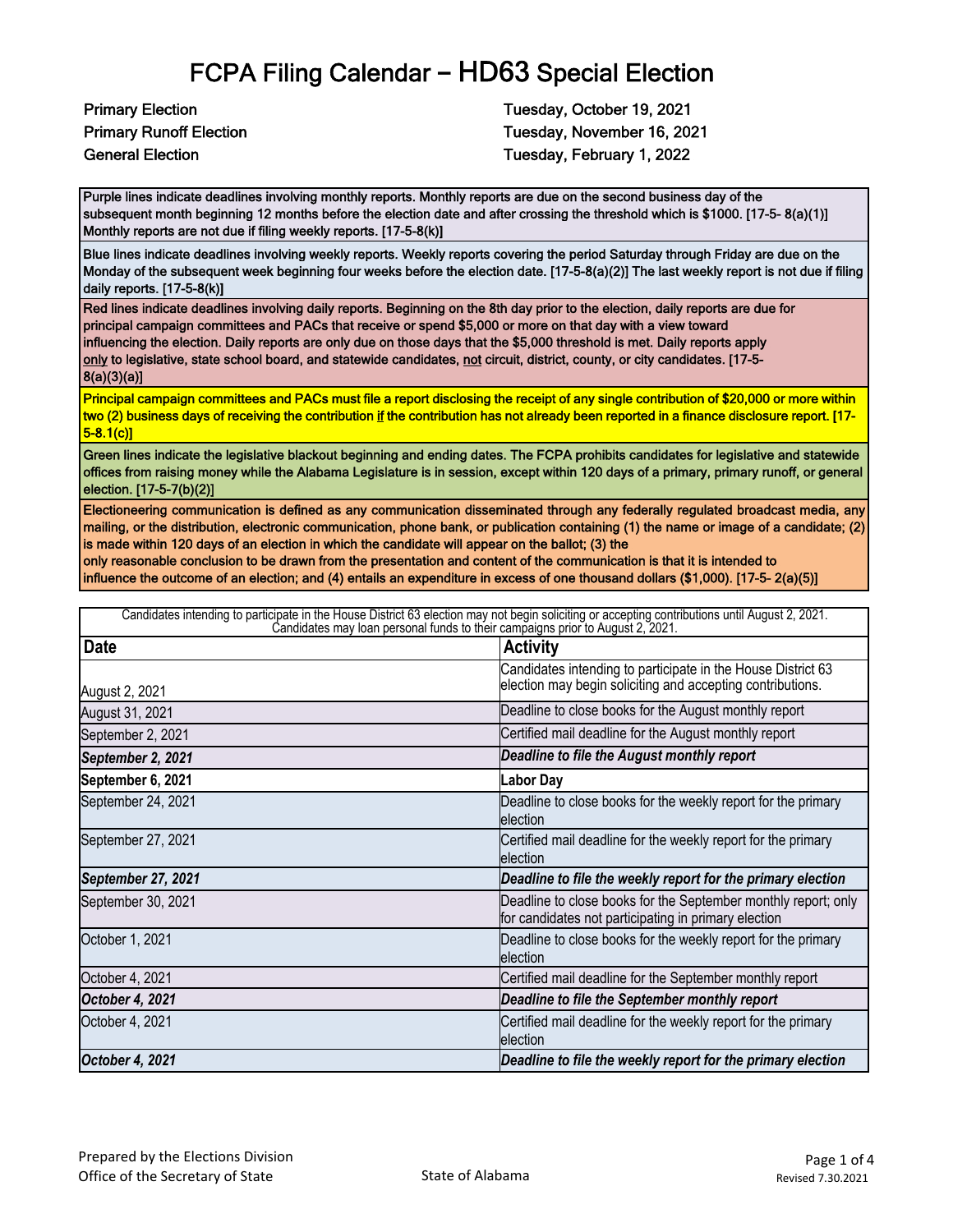# FCPA Filing Calendar – HD63 Special Election

| | |
|---|---|
| **Primary Election** | **Tuesday, October 19, 2021** |
| **Primary Runoff Election** | **Tuesday, November 16, 2021** |
| **General Election** | **Tuesday, February 1, 2022** |

**Purple lines indicate deadlines involving monthly reports. Monthly reports are due on the second business day of the subsequent month beginning 12 months before the election date and after crossing the threshold which is $1000. [17-5- 8(a)(1)] Monthly reports are not due if filing weekly reports. [17-5-8(k)]**

**Blue lines indicate deadlines involving weekly reports. Weekly reports covering the period Saturday through Friday are due on the Monday of the subsequent week beginning four weeks before the election date. [17-5-8(a)(2)] The last weekly report is not due if filing daily reports. [17-5-8(k)]**

**Red lines indicate deadlines involving daily reports. Beginning on the 8th day prior to the election, daily reports are due for principal campaign committees and PACs that receive or spend $5,000 or more on that day with a view toward influencing the election. Daily reports are only due on those days that the $5,000 threshold is met. Daily reports apply only to legislative, state school board, and statewide candidates, not circuit, district, county, or city candidates. [17-5-8(a)(3)(a)]**

**Principal campaign committees and PACs must file a report disclosing the receipt of any single contribution of $20,000 or more within two (2) business days of receiving the contribution if the contribution has not already been reported in a finance disclosure report. [17-5-8.1(c)]**

**Green lines indicate the legislative blackout beginning and ending dates. The FCPA prohibits candidates for legislative and statewide offices from raising money while the Alabama Legislature is in session, except within 120 days of a primary, primary runoff, or general election. [17-5-7(b)(2)]**

**Electioneering communication is defined as any communication disseminated through any federally regulated broadcast media, any mailing, or the distribution, electronic communication, phone bank, or publication containing (1) the name or image of a candidate; (2) is made within 120 days of an election in which the candidate will appear on the ballot; (3) the only reasonable conclusion to be drawn from the presentation and content of the communication is that it is intended to influence the outcome of an election; and (4) entails an expenditure in excess of one thousand dollars ($1,000). [17-5- 2(a)(5)]**

Candidates intending to participate in the House District 63 election may not begin soliciting or accepting contributions until August 2, 2021. Candidates may loan personal funds to their campaigns prior to August 2, 2021.

| Date | Activity |
|---|---|
| August 2, 2021 | Candidates intending to participate in the House District 63 election may begin soliciting and accepting contributions. |
| August 31, 2021 | Deadline to close books for the August monthly report |
| September 2, 2021 | Certified mail deadline for the August monthly report |
| ***September 2, 2021*** | ***Deadline to file the August monthly report*** |
| **September 6, 2021** | **Labor Day** |
| September 24, 2021 | Deadline to close books for the weekly report for the primary election |
| September 27, 2021 | Certified mail deadline for the weekly report for the primary election |
| ***September 27, 2021*** | ***Deadline to file the weekly report for the primary election*** |
| September 30, 2021 | Deadline to close books for the September monthly report; only for candidates not participating in primary election |
| October 1, 2021 | Deadline to close books for the weekly report for the primary election |
| October 4, 2021 | Certified mail deadline for the September monthly report |
| ***October 4, 2021*** | ***Deadline to file the September monthly report*** |
| October 4, 2021 | Certified mail deadline for the weekly report for the primary election |
| ***October 4, 2021*** | ***Deadline to file the weekly report for the primary election*** |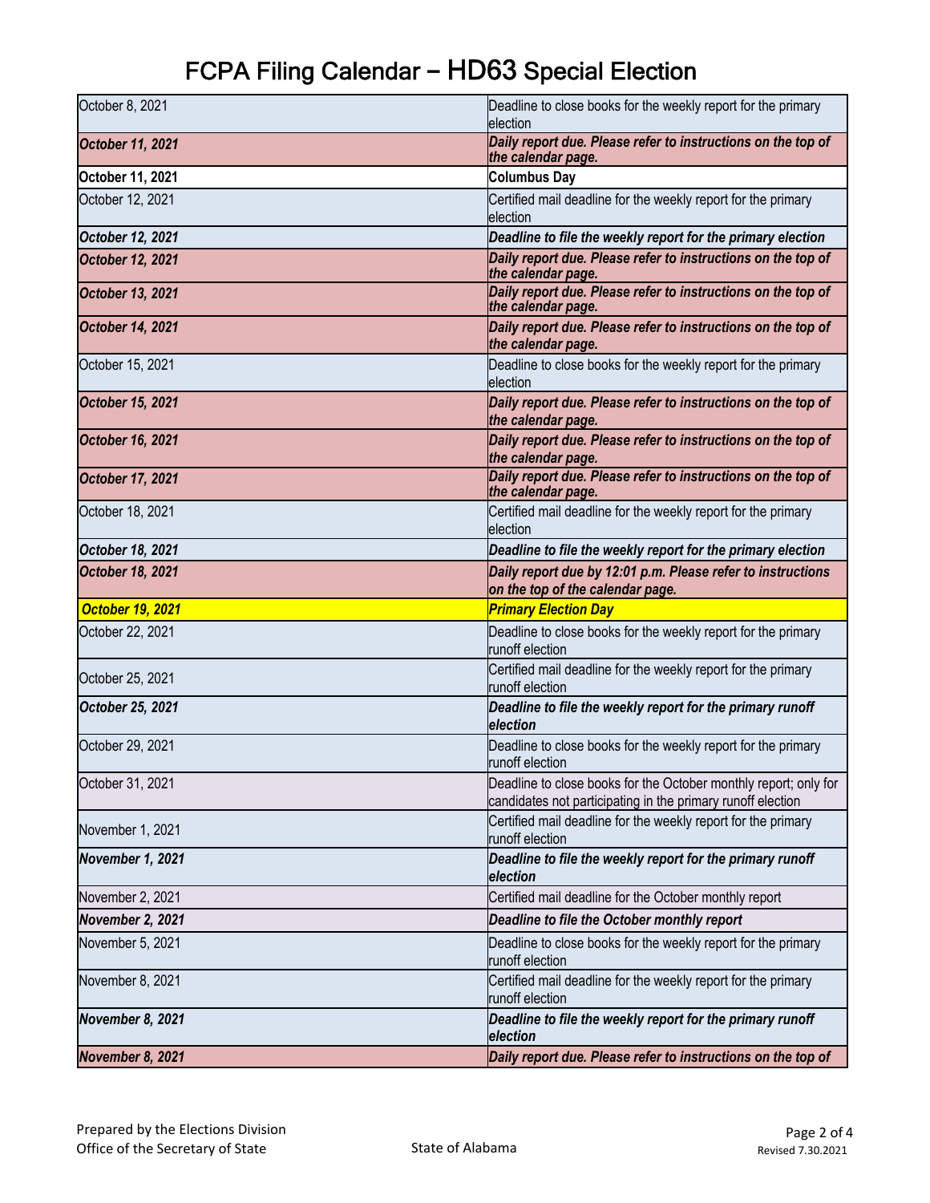# FCPA Filing Calendar – HD63 Special Election

| | |
|---|---|
| October 8, 2021 | Deadline to close books for the weekly report for the primary election |
| ***October 11, 2021*** | ***Daily report due. Please refer to instructions on the top of the calendar page.*** |
| **October 11, 2021** | **Columbus Day** |
| October 12, 2021 | Certified mail deadline for the weekly report for the primary election |
| ***October 12, 2021*** | ***Deadline to file the weekly report for the primary election*** |
| ***October 12, 2021*** | ***Daily report due. Please refer to instructions on the top of the calendar page.*** |
| ***October 13, 2021*** | ***Daily report due. Please refer to instructions on the top of the calendar page.*** |
| ***October 14, 2021*** | ***Daily report due. Please refer to instructions on the top of the calendar page.*** |
| October 15, 2021 | Deadline to close books for the weekly report for the primary election |
| ***October 15, 2021*** | ***Daily report due. Please refer to instructions on the top of the calendar page.*** |
| ***October 16, 2021*** | ***Daily report due. Please refer to instructions on the top of the calendar page.*** |
| ***October 17, 2021*** | ***Daily report due. Please refer to instructions on the top of the calendar page.*** |
| October 18, 2021 | Certified mail deadline for the weekly report for the primary election |
| ***October 18, 2021*** | ***Deadline to file the weekly report for the primary election*** |
| ***October 18, 2021*** | ***Daily report due by 12:01 p.m. Please refer to instructions on the top of the calendar page.*** |
| ***October 19, 2021*** | ***Primary Election Day*** |
| October 22, 2021 | Deadline to close books for the weekly report for the primary runoff election |
| October 25, 2021 | Certified mail deadline for the weekly report for the primary runoff election |
| ***October 25, 2021*** | ***Deadline to file the weekly report for the primary runoff election*** |
| October 29, 2021 | Deadline to close books for the weekly report for the primary runoff election |
| October 31, 2021 | Deadline to close books for the October monthly report; only for candidates not participating in the primary runoff election |
| November 1, 2021 | Certified mail deadline for the weekly report for the primary runoff election |
| ***November 1, 2021*** | ***Deadline to file the weekly report for the primary runoff election*** |
| November 2, 2021 | Certified mail deadline for the October monthly report |
| ***November 2, 2021*** | ***Deadline to file the October monthly report*** |
| November 5, 2021 | Deadline to close books for the weekly report for the primary runoff election |
| November 8, 2021 | Certified mail deadline for the weekly report for the primary runoff election |
| ***November 8, 2021*** | ***Deadline to file the weekly report for the primary runoff election*** |
| ***November 8, 2021*** | ***Daily report due. Please refer to instructions on the top of*** |

Prepared by the Elections Division
Office of the Secretary of State

State of Alabama

Revised 7.30.2021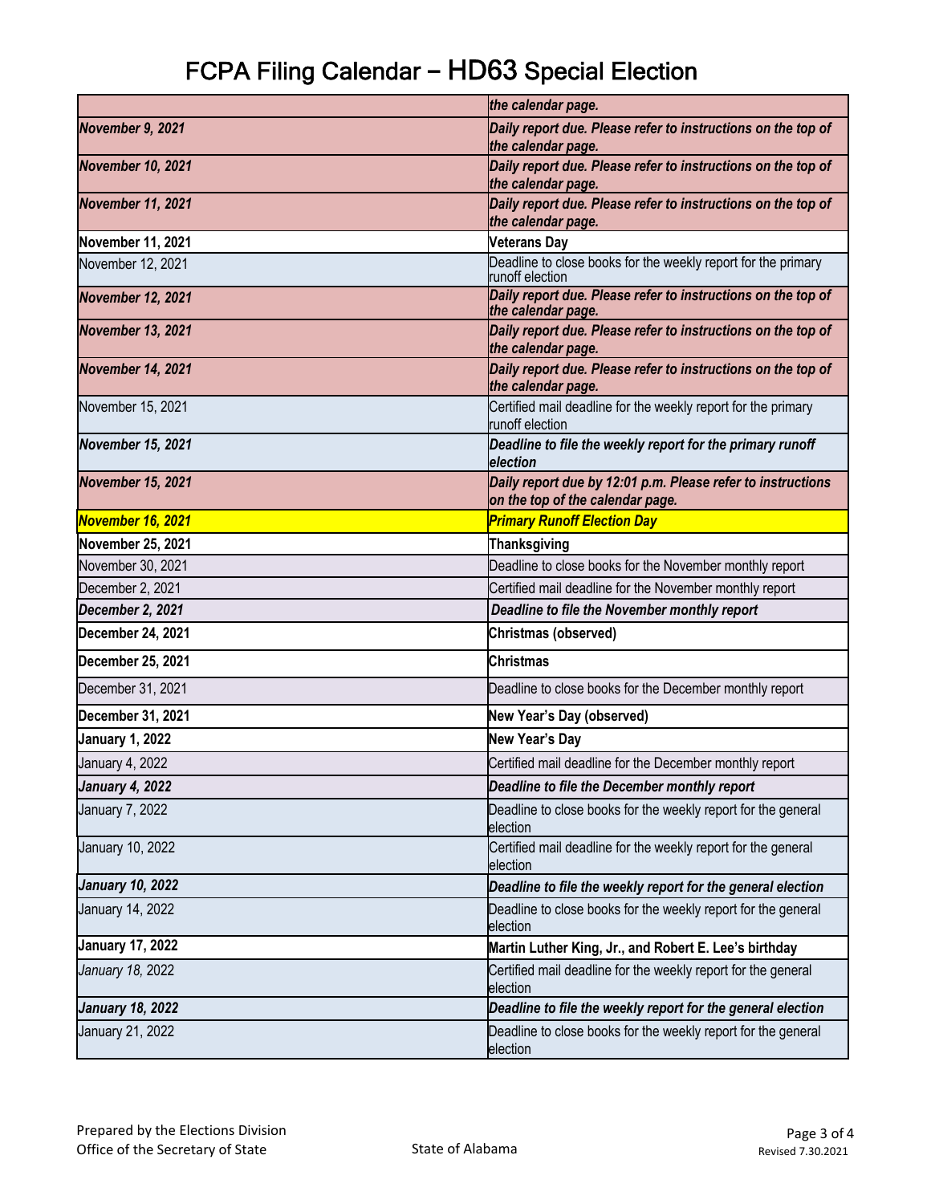# FCPA Filing Calendar – HD63 Special Election

| | |
|---|---|
| | *the calendar page.* |
| ***November 9, 2021*** | ***Daily report due. Please refer to instructions on the top of the calendar page.*** |
| ***November 10, 2021*** | ***Daily report due. Please refer to instructions on the top of the calendar page.*** |
| ***November 11, 2021*** | ***Daily report due. Please refer to instructions on the top of the calendar page.*** |
| **November 11, 2021** | **Veterans Day** |
| November 12, 2021 | Deadline to close books for the weekly report for the primary runoff election |
| ***November 12, 2021*** | ***Daily report due. Please refer to instructions on the top of the calendar page.*** |
| ***November 13, 2021*** | ***Daily report due. Please refer to instructions on the top of the calendar page.*** |
| ***November 14, 2021*** | ***Daily report due. Please refer to instructions on the top of the calendar page.*** |
| November 15, 2021 | Certified mail deadline for the weekly report for the primary runoff election |
| ***November 15, 2021*** | ***Deadline to file the weekly report for the primary runoff election*** |
| ***November 15, 2021*** | ***Daily report due by 12:01 p.m. Please refer to instructions on the top of the calendar page.*** |
| ***November 16, 2021*** | ***Primary Runoff Election Day*** |
| **November 25, 2021** | **Thanksgiving** |
| November 30, 2021 | Deadline to close books for the November monthly report |
| December 2, 2021 | Certified mail deadline for the November monthly report |
| ***December 2, 2021*** | ***Deadline to file the November monthly report*** |
| **December 24, 2021** | **Christmas (observed)** |
| **December 25, 2021** | **Christmas** |
| December 31, 2021 | Deadline to close books for the December monthly report |
| **December 31, 2021** | **New Year's Day (observed)** |
| **January 1, 2022** | **New Year's Day** |
| January 4, 2022 | Certified mail deadline for the December monthly report |
| ***January 4, 2022*** | ***Deadline to file the December monthly report*** |
| January 7, 2022 | Deadline to close books for the weekly report for the general election |
| January 10, 2022 | Certified mail deadline for the weekly report for the general election |
| ***January 10, 2022*** | ***Deadline to file the weekly report for the general election*** |
| January 14, 2022 | Deadline to close books for the weekly report for the general election |
| **January 17, 2022** | **Martin Luther King, Jr., and Robert E. Lee's birthday** |
| *January 18,* 2022 | Certified mail deadline for the weekly report for the general election |
| ***January 18, 2022*** | ***Deadline to file the weekly report for the general election*** |
| January 21, 2022 | Deadline to close books for the weekly report for the general election |

Prepared by the Elections Division
Office of the Secretary of State

State of Alabama

Revised 7.30.2021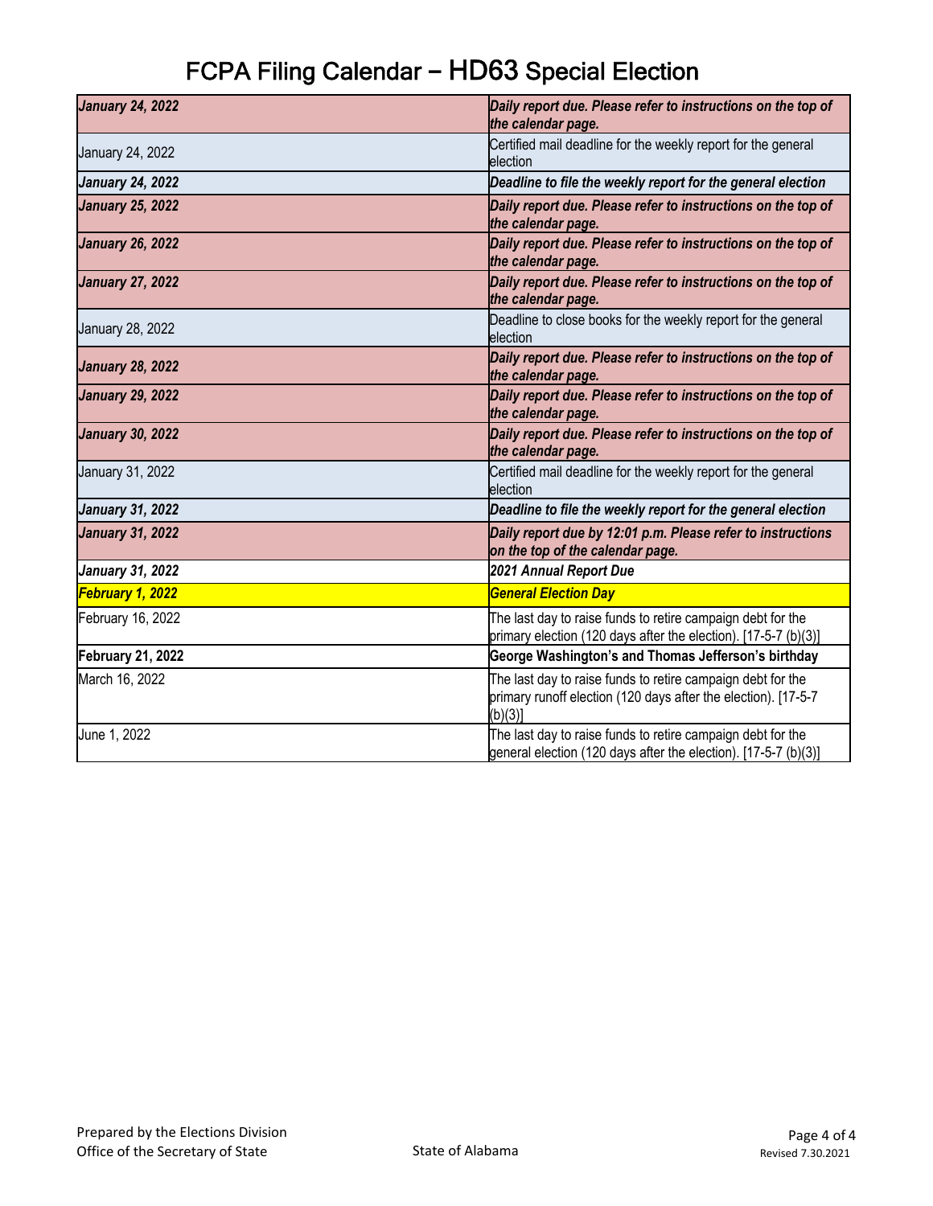# FCPA Filing Calendar – HD63 Special Election

| | |
|---|---|
| ***January 24, 2022*** | ***Daily report due. Please refer to instructions on the top of the calendar page.*** |
| January 24, 2022 | Certified mail deadline for the weekly report for the general election |
| ***January 24, 2022*** | ***Deadline to file the weekly report for the general election*** |
| ***January 25, 2022*** | ***Daily report due. Please refer to instructions on the top of the calendar page.*** |
| ***January 26, 2022*** | ***Daily report due. Please refer to instructions on the top of the calendar page.*** |
| ***January 27, 2022*** | ***Daily report due. Please refer to instructions on the top of the calendar page.*** |
| January 28, 2022 | Deadline to close books for the weekly report for the general election |
| ***January 28, 2022*** | ***Daily report due. Please refer to instructions on the top of the calendar page.*** |
| ***January 29, 2022*** | ***Daily report due. Please refer to instructions on the top of the calendar page.*** |
| ***January 30, 2022*** | ***Daily report due. Please refer to instructions on the top of the calendar page.*** |
| January 31, 2022 | Certified mail deadline for the weekly report for the general election |
| ***January 31, 2022*** | ***Deadline to file the weekly report for the general election*** |
| ***January 31, 2022*** | ***Daily report due by 12:01 p.m. Please refer to instructions on the top of the calendar page.*** |
| ***January 31, 2022*** | ***2021 Annual Report Due*** |
| ***February 1, 2022*** | ***General Election Day*** |
| February 16, 2022 | The last day to raise funds to retire campaign debt for the primary election (120 days after the election). [17-5-7 (b)(3)] |
| **February 21, 2022** | **George Washington's and Thomas Jefferson's birthday** |
| March 16, 2022 | The last day to raise funds to retire campaign debt for the primary runoff election (120 days after the election). [17-5-7 (b)(3)] |
| June 1, 2022 | The last day to raise funds to retire campaign debt for the general election (120 days after the election). [17-5-7 (b)(3)] |

Prepared by the Elections Division
Office of the Secretary of State

State of Alabama

Revised 7.30.2021